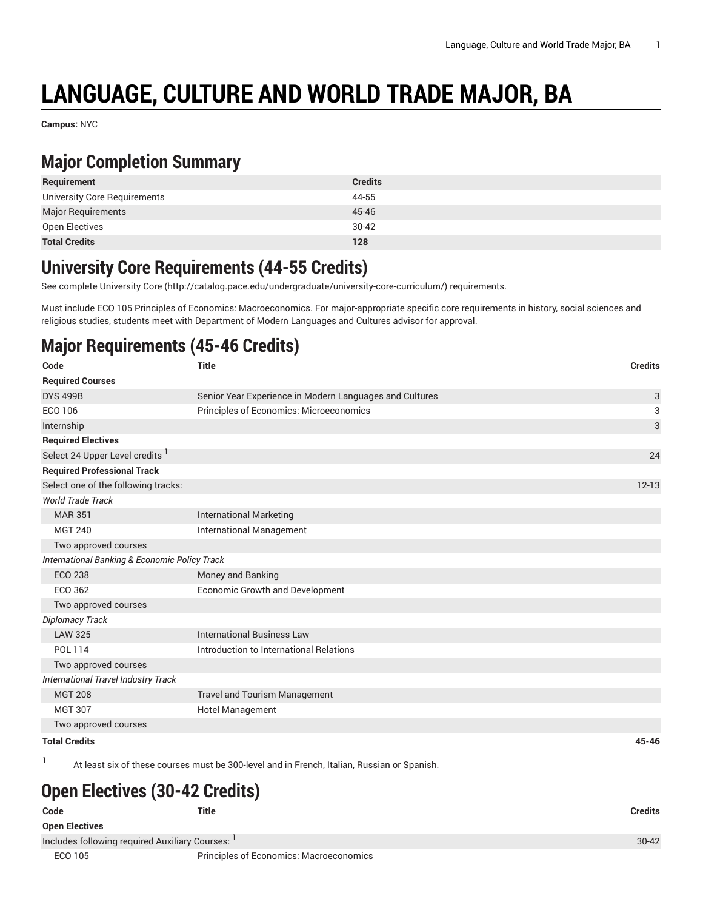# LANGUAGE, CULTURE AND WORLD TRADE MAJOR, BA

**Campus:** NYC

## Major Completion Summary

| Requirement | Credits |
|---|---|
| University Core Requirements | 44-55 |
| Major Requirements | 45-46 |
| Open Electives | 30-42 |
| **Total Credits** | **128** |

## University Core Requirements (44-55 Credits)

See complete University Core (http://catalog.pace.edu/undergraduate/university-core-curriculum/) requirements.

Must include ECO 105 Principles of Economics: Macroeconomics. For major-appropriate specific core requirements in history, social sciences and religious studies, students meet with Department of Modern Languages and Cultures advisor for approval.

## Major Requirements (45-46 Credits)

| Code | Title | Credits |
|---|---|---|
| **Required Courses** | | |
| DYS 499B | Senior Year Experience in Modern Languages and Cultures | 3 |
| ECO 106 | Principles of Economics: Microeconomics | 3 |
| Internship | | 3 |
| **Required Electives** | | |
| Select 24 Upper Level credits [1] | | 24 |
| **Required Professional Track** | | |
| Select one of the following tracks: | | 12-13 |
| *World Trade Track* | | |
| MAR 351 | International Marketing | |
| MGT 240 | International Management | |
| Two approved courses | | |
| *International Banking & Economic Policy Track* | | |
| ECO 238 | Money and Banking | |
| ECO 362 | Economic Growth and Development | |
| Two approved courses | | |
| *Diplomacy Track* | | |
| LAW 325 | International Business Law | |
| POL 114 | Introduction to International Relations | |
| Two approved courses | | |
| *International Travel Industry Track* | | |
| MGT 208 | Travel and Tourism Management | |
| MGT 307 | Hotel Management | |
| Two approved courses | | |
| **Total Credits** | | **45-46** |

[1] At least six of these courses must be 300-level and in French, Italian, Russian or Spanish.

## Open Electives (30-42 Credits)

| Code | Title | Credits |
|---|---|---|
| **Open Electives** | | |
| Includes following required Auxiliary Courses: [1] | | 30-42 |
| ECO 105 | Principles of Economics: Macroeconomics | |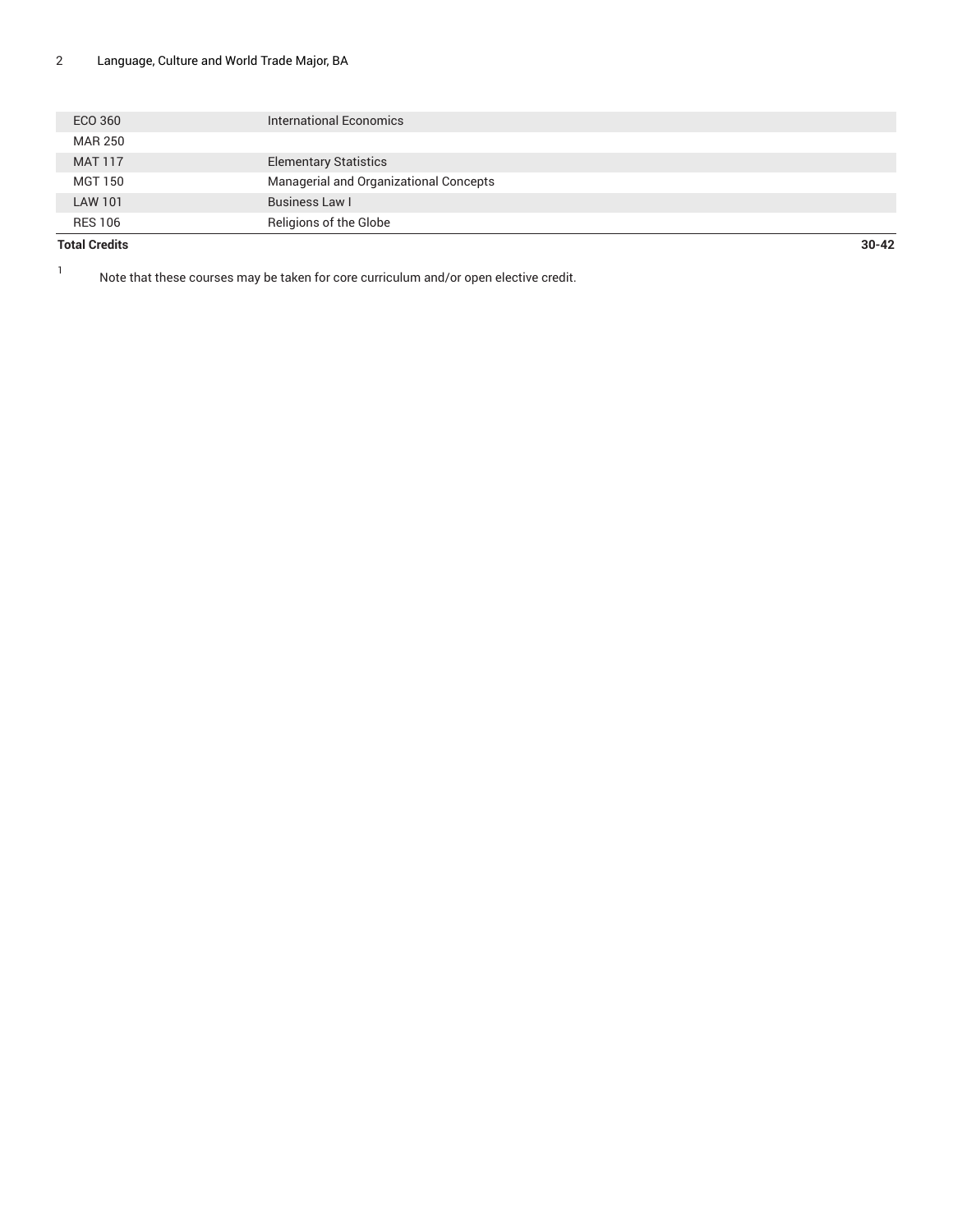| | | |
|---|---|---|
| ECO 360 | International Economics | |
| MAR 250 | | |
| MAT 117 | Elementary Statistics | |
| MGT 150 | Managerial and Organizational Concepts | |
| LAW 101 | Business Law I | |
| RES 106 | Religions of the Globe | |
| **Total Credits** | | **30-42** |

[1] Note that these courses may be taken for core curriculum and/or open elective credit.